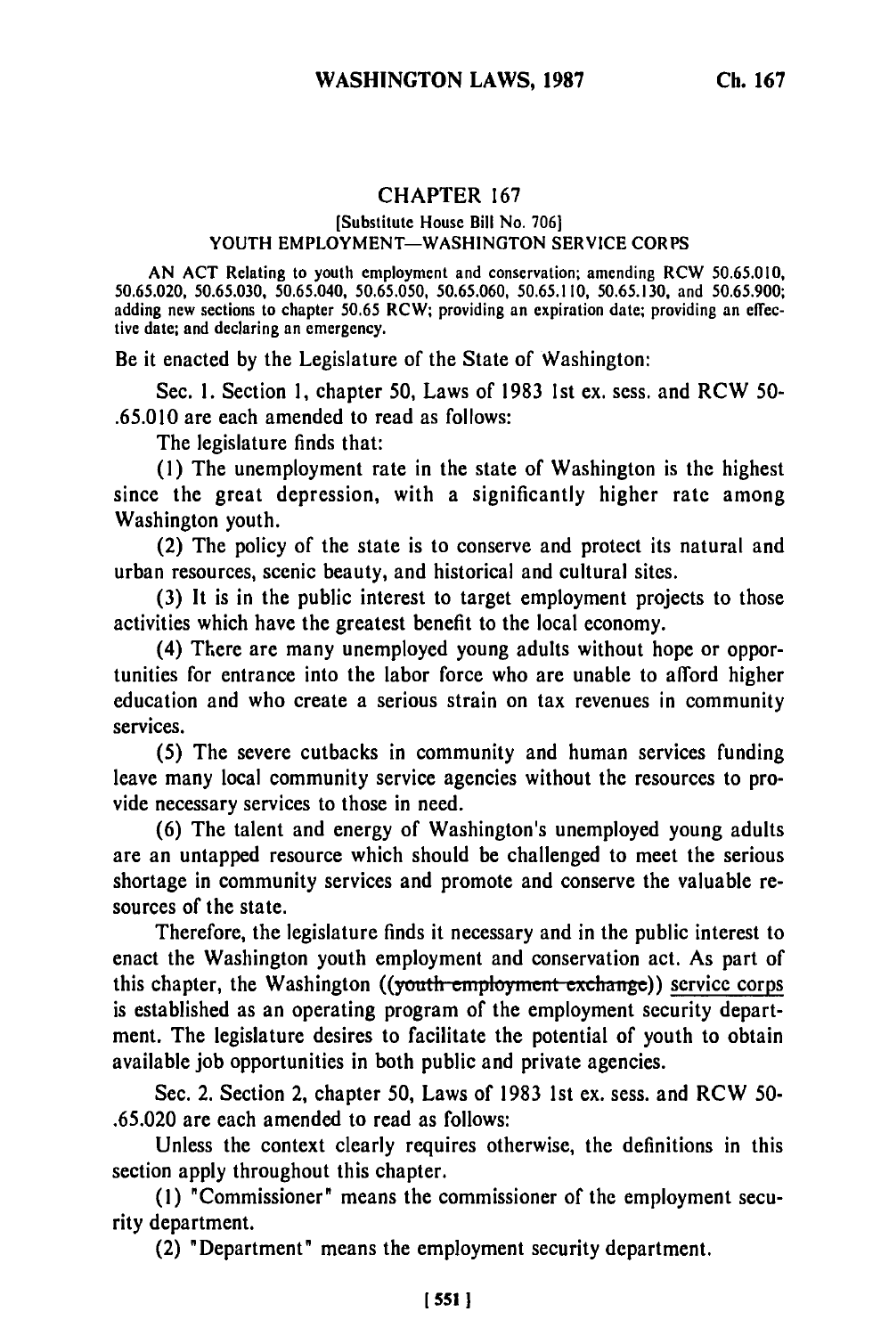## CHAPTER 167

[Substitute House Bill No. 706]

YOUTH EMPLOYMENT—WASHINGTON SERVICE CORPS

AN ACT Relating to youth employment and conservation; amending RCW 50.65.010, 50.65.020, 50.65.030, 50.65.040, 50.65.050, 50.65.060, 50.65.110, 50.65.130, and 50.65.900; adding new sections to chapter 50.65 RCW; providing an expiration date; providing an effective date; and declaring an emergency.

Be it enacted by the Legislature of the State of Washington:

Sec. 1. Section 1, chapter 50, Laws of 1983 1st ex. sess. and RCW 50-.65.010 are each amended to read as follows:

The legislature finds that:

(1) The unemployment rate in the state of Washington is the highest since the great depression, with a significantly higher rate among Washington youth.

(2) The policy of the state is to conserve and protect its natural and urban resources, scenic beauty, and historical and cultural sites.

(3) It is in the public interest to target employment projects to those activities which have the greatest benefit to the local economy.

(4) There are many unemployed young adults without hope or opportunities for entrance into the labor force who are unable to afford higher education and who create a serious strain on tax revenues in community services.

(5) The severe cutbacks in community and human services funding leave many local community service agencies without the resources to provide necessary services to those in need.

(6) The talent and energy of Washington's unemployed young adults are an untapped resource which should be challenged to meet the serious shortage in community services and promote and conserve the valuable resources of the state.

Therefore, the legislature finds it necessary and in the public interest to enact the Washington youth employment and conservation act. As part of this chapter, the Washington ((~~youth employment exchange~~)) service corps is established as an operating program of the employment security department. The legislature desires to facilitate the potential of youth to obtain available job opportunities in both public and private agencies.

Sec. 2. Section 2, chapter 50, Laws of 1983 1st ex. sess. and RCW 50-.65.020 are each amended to read as follows:

Unless the context clearly requires otherwise, the definitions in this section apply throughout this chapter.

(1) "Commissioner" means the commissioner of the employment security department.

(2) "Department" means the employment security department.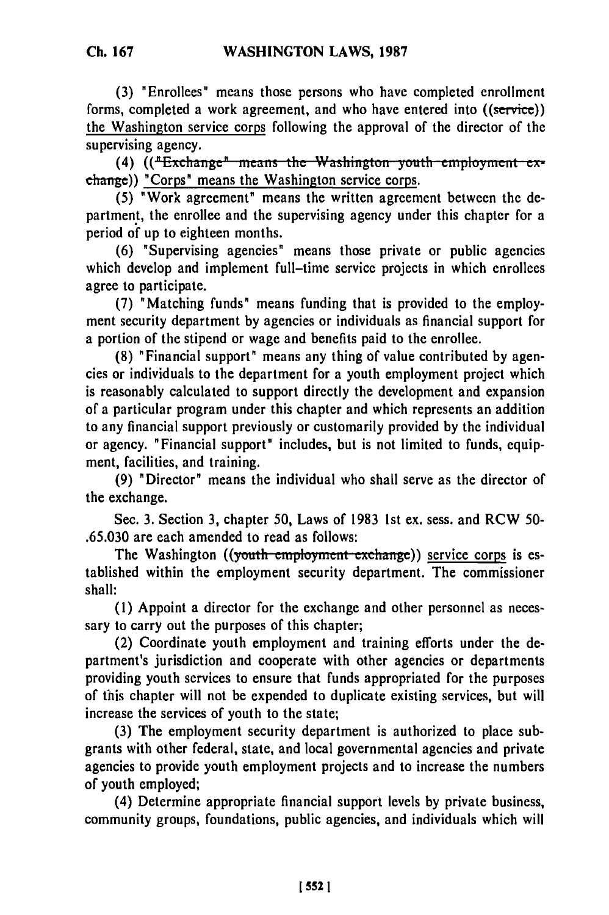(3) "Enrollees" means those persons who have completed enrollment forms, completed a work agreement, and who have entered into ((~~service~~)) the Washington service corps following the approval of the director of the supervising agency.

(4) ((~~"Exchange" means the Washington youth employment exchange~~)) "Corps" means the Washington service corps.

(5) "Work agreement" means the written agreement between the department, the enrollee and the supervising agency under this chapter for a period of up to eighteen months.

(6) "Supervising agencies" means those private or public agencies which develop and implement full-time service projects in which enrollees agree to participate.

(7) "Matching funds" means funding that is provided to the employment security department by agencies or individuals as financial support for a portion of the stipend or wage and benefits paid to the enrollee.

(8) "Financial support" means any thing of value contributed by agencies or individuals to the department for a youth employment project which is reasonably calculated to support directly the development and expansion of a particular program under this chapter and which represents an addition to any financial support previously or customarily provided by the individual or agency. "Financial support" includes, but is not limited to funds, equipment, facilities, and training.

(9) "Director" means the individual who shall serve as the director of the exchange.

Sec. 3. Section 3, chapter 50, Laws of 1983 1st ex. sess. and RCW 50.65.030 are each amended to read as follows:

The Washington ((~~youth employment exchange~~)) service corps is established within the employment security department. The commissioner shall:

(1) Appoint a director for the exchange and other personnel as necessary to carry out the purposes of this chapter;

(2) Coordinate youth employment and training efforts under the department's jurisdiction and cooperate with other agencies or departments providing youth services to ensure that funds appropriated for the purposes of this chapter will not be expended to duplicate existing services, but will increase the services of youth to the state;

(3) The employment security department is authorized to place subgrants with other federal, state, and local governmental agencies and private agencies to provide youth employment projects and to increase the numbers of youth employed;

(4) Determine appropriate financial support levels by private business, community groups, foundations, public agencies, and individuals which will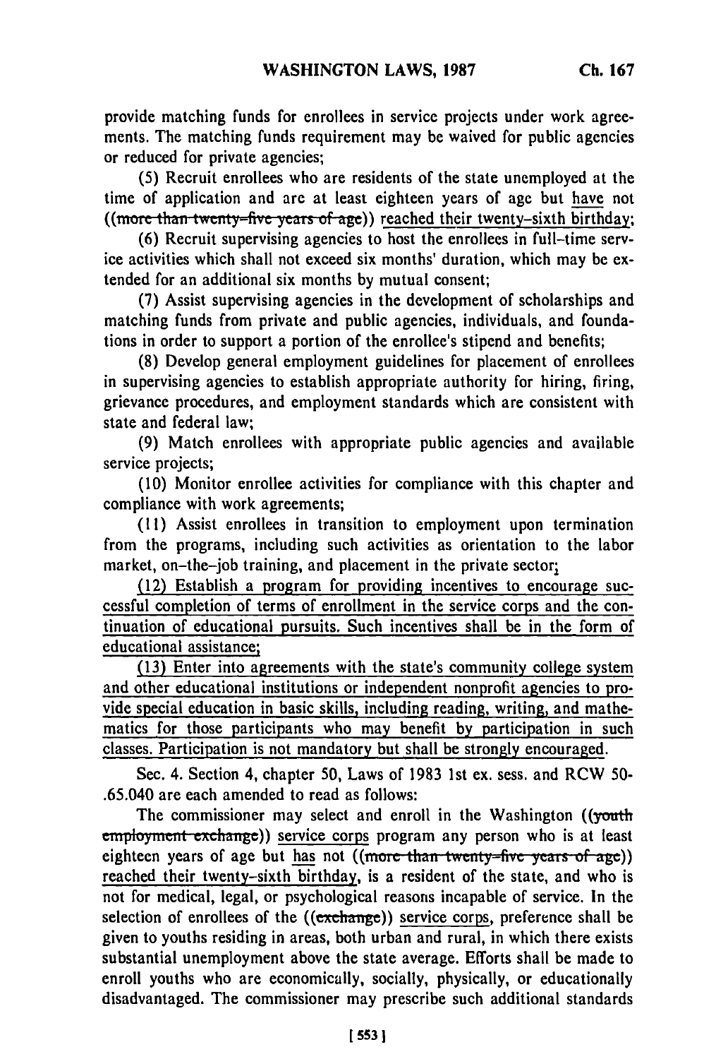provide matching funds for enrollees in service projects under work agreements. The matching funds requirement may be waived for public agencies or reduced for private agencies;

(5) Recruit enrollees who are residents of the state unemployed at the time of application and are at least eighteen years of age but have not ((~~more than twenty-five years of age~~)) reached their twenty-sixth birthday;

(6) Recruit supervising agencies to host the enrollees in full-time service activities which shall not exceed six months' duration, which may be extended for an additional six months by mutual consent;

(7) Assist supervising agencies in the development of scholarships and matching funds from private and public agencies, individuals, and foundations in order to support a portion of the enrollee's stipend and benefits;

(8) Develop general employment guidelines for placement of enrollees in supervising agencies to establish appropriate authority for hiring, firing, grievance procedures, and employment standards which are consistent with state and federal law;

(9) Match enrollees with appropriate public agencies and available service projects;

(10) Monitor enrollee activities for compliance with this chapter and compliance with work agreements;

(11) Assist enrollees in transition to employment upon termination from the programs, including such activities as orientation to the labor market, on-the-job training, and placement in the private sector;

(12) Establish a program for providing incentives to encourage successful completion of terms of enrollment in the service corps and the continuation of educational pursuits. Such incentives shall be in the form of educational assistance;

(13) Enter into agreements with the state's community college system and other educational institutions or independent nonprofit agencies to provide special education in basic skills, including reading, writing, and mathematics for those participants who may benefit by participation in such classes. Participation is not mandatory but shall be strongly encouraged.

Sec. 4. Section 4, chapter 50, Laws of 1983 1st ex. sess. and RCW 50-.65.040 are each amended to read as follows:

The commissioner may select and enroll in the Washington ((~~youth employment exchange~~)) service corps program any person who is at least eighteen years of age but has not ((~~more than twenty-five years of age~~)) reached their twenty-sixth birthday, is a resident of the state, and who is not for medical, legal, or psychological reasons incapable of service. In the selection of enrollees of the ((~~exchange~~)) service corps, preference shall be given to youths residing in areas, both urban and rural, in which there exists substantial unemployment above the state average. Efforts shall be made to enroll youths who are economically, socially, physically, or educationally disadvantaged. The commissioner may prescribe such additional standards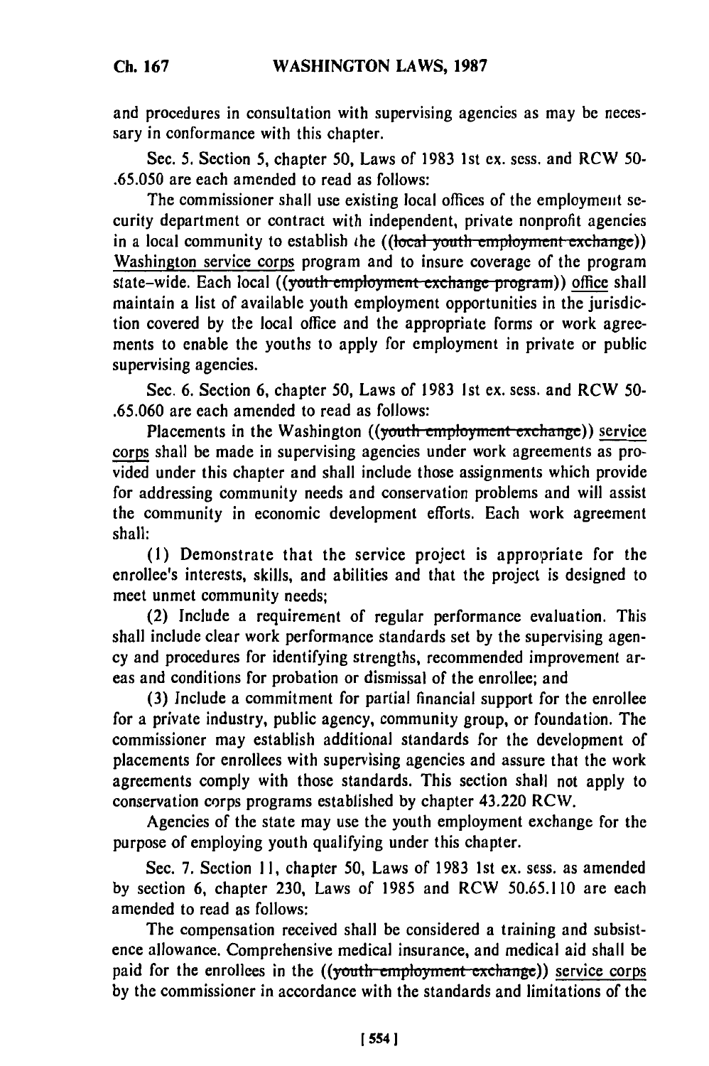and procedures in consultation with supervising agencies as may be necessary in conformance with this chapter.

Sec. 5. Section 5, chapter 50, Laws of 1983 1st ex. sess. and RCW 50-.65.050 are each amended to read as follows:

The commissioner shall use existing local offices of the employment security department or contract with independent, private nonprofit agencies in a local community to establish the ((~~local youth employment exchange~~)) Washington service corps program and to insure coverage of the program state-wide. Each local ((~~youth employment exchange program~~)) office shall maintain a list of available youth employment opportunities in the jurisdiction covered by the local office and the appropriate forms or work agreements to enable the youths to apply for employment in private or public supervising agencies.

Sec. 6. Section 6, chapter 50, Laws of 1983 1st ex. sess. and RCW 50-.65.060 are each amended to read as follows:

Placements in the Washington ((~~youth employment exchange~~)) service corps shall be made in supervising agencies under work agreements as provided under this chapter and shall include those assignments which provide for addressing community needs and conservation problems and will assist the community in economic development efforts. Each work agreement shall:

(1) Demonstrate that the service project is appropriate for the enrollee's interests, skills, and abilities and that the project is designed to meet unmet community needs;

(2) Include a requirement of regular performance evaluation. This shall include clear work performance standards set by the supervising agency and procedures for identifying strengths, recommended improvement areas and conditions for probation or dismissal of the enrollee; and

(3) Include a commitment for partial financial support for the enrollee for a private industry, public agency, community group, or foundation. The commissioner may establish additional standards for the development of placements for enrollees with supervising agencies and assure that the work agreements comply with those standards. This section shall not apply to conservation corps programs established by chapter 43.220 RCW.

Agencies of the state may use the youth employment exchange for the purpose of employing youth qualifying under this chapter.

Sec. 7. Section 11, chapter 50, Laws of 1983 1st ex. sess. as amended by section 6, chapter 230, Laws of 1985 and RCW 50.65.110 are each amended to read as follows:

The compensation received shall be considered a training and subsistence allowance. Comprehensive medical insurance, and medical aid shall be paid for the enrollees in the ((~~youth employment exchange~~)) service corps by the commissioner in accordance with the standards and limitations of the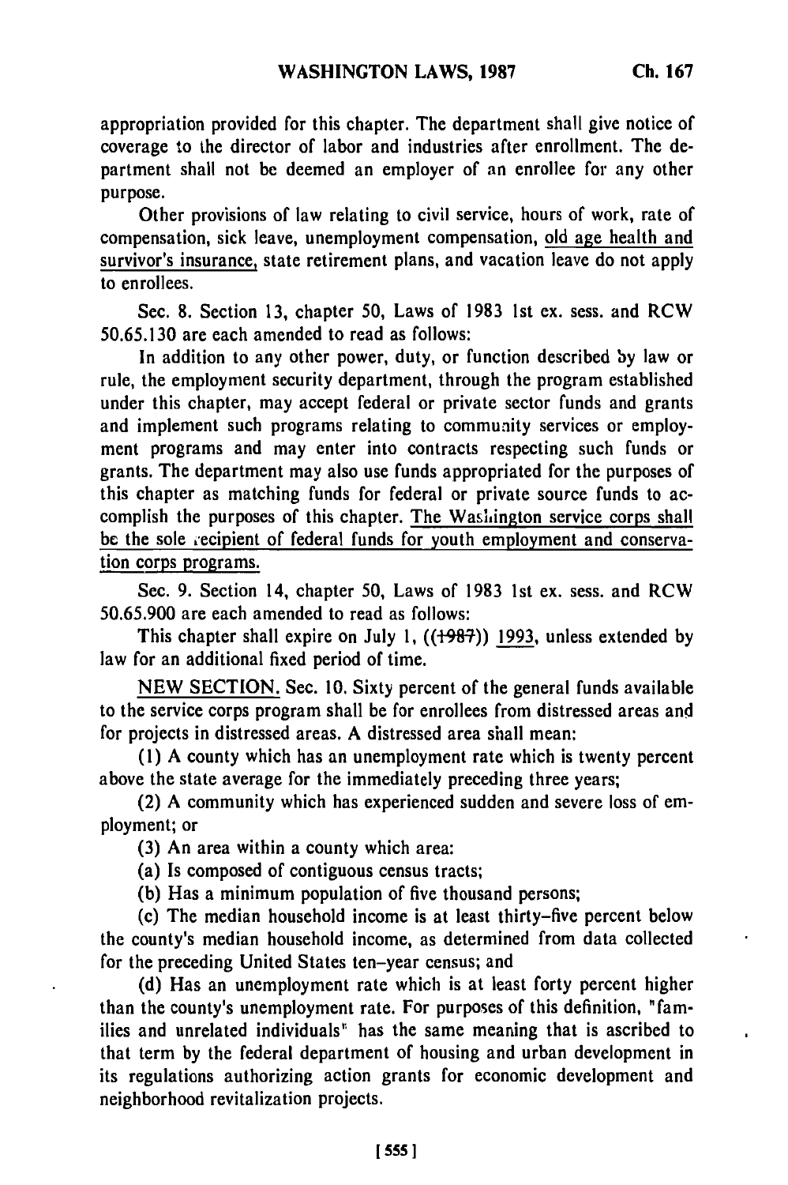appropriation provided for this chapter. The department shall give notice of coverage to the director of labor and industries after enrollment. The department shall not be deemed an employer of an enrollee for any other purpose.

Other provisions of law relating to civil service, hours of work, rate of compensation, sick leave, unemployment compensation, old age health and survivor's insurance, state retirement plans, and vacation leave do not apply to enrollees.

Sec. 8. Section 13, chapter 50, Laws of 1983 1st ex. sess. and RCW 50.65.130 are each amended to read as follows:

In addition to any other power, duty, or function described by law or rule, the employment security department, through the program established under this chapter, may accept federal or private sector funds and grants and implement such programs relating to community services or employment programs and may enter into contracts respecting such funds or grants. The department may also use funds appropriated for the purposes of this chapter as matching funds for federal or private source funds to accomplish the purposes of this chapter. The Washington service corps shall be the sole recipient of federal funds for youth employment and conservation corps programs.

Sec. 9. Section 14, chapter 50, Laws of 1983 1st ex. sess. and RCW 50.65.900 are each amended to read as follows:

This chapter shall expire on July 1, ((~~1987~~)) 1993, unless extended by law for an additional fixed period of time.

NEW SECTION. Sec. 10. Sixty percent of the general funds available to the service corps program shall be for enrollees from distressed areas and for projects in distressed areas. A distressed area shall mean:

(1) A county which has an unemployment rate which is twenty percent above the state average for the immediately preceding three years;

(2) A community which has experienced sudden and severe loss of employment; or

(3) An area within a county which area:

(a) Is composed of contiguous census tracts;

(b) Has a minimum population of five thousand persons;

(c) The median household income is at least thirty-five percent below the county's median household income, as determined from data collected for the preceding United States ten-year census; and

(d) Has an unemployment rate which is at least forty percent higher than the county's unemployment rate. For purposes of this definition, "families and unrelated individuals" has the same meaning that is ascribed to that term by the federal department of housing and urban development in its regulations authorizing action grants for economic development and neighborhood revitalization projects.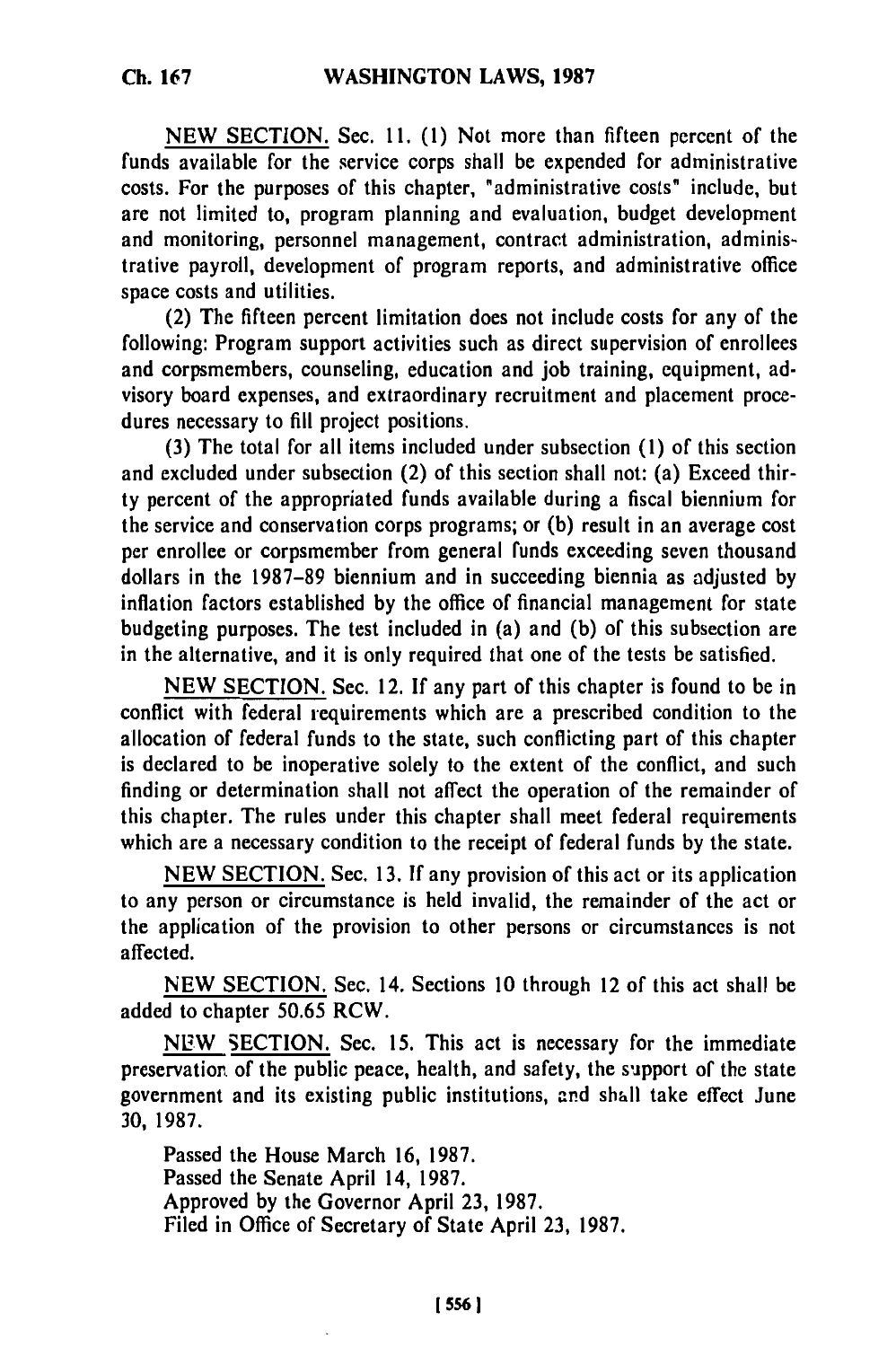NEW SECTION. Sec. 11. (1) Not more than fifteen percent of the funds available for the service corps shall be expended for administrative costs. For the purposes of this chapter, "administrative costs" include, but are not limited to, program planning and evaluation, budget development and monitoring, personnel management, contract administration, administrative payroll, development of program reports, and administrative office space costs and utilities.

(2) The fifteen percent limitation does not include costs for any of the following: Program support activities such as direct supervision of enrollees and corpsmembers, counseling, education and job training, equipment, advisory board expenses, and extraordinary recruitment and placement procedures necessary to fill project positions.

(3) The total for all items included under subsection (1) of this section and excluded under subsection (2) of this section shall not: (a) Exceed thirty percent of the appropriated funds available during a fiscal biennium for the service and conservation corps programs; or (b) result in an average cost per enrollee or corpsmember from general funds exceeding seven thousand dollars in the 1987-89 biennium and in succeeding biennia as adjusted by inflation factors established by the office of financial management for state budgeting purposes. The test included in (a) and (b) of this subsection are in the alternative, and it is only required that one of the tests be satisfied.

NEW SECTION. Sec. 12. If any part of this chapter is found to be in conflict with federal requirements which are a prescribed condition to the allocation of federal funds to the state, such conflicting part of this chapter is declared to be inoperative solely to the extent of the conflict, and such finding or determination shall not affect the operation of the remainder of this chapter. The rules under this chapter shall meet federal requirements which are a necessary condition to the receipt of federal funds by the state.

NEW SECTION. Sec. 13. If any provision of this act or its application to any person or circumstance is held invalid, the remainder of the act or the application of the provision to other persons or circumstances is not affected.

NEW SECTION. Sec. 14. Sections 10 through 12 of this act shall be added to chapter 50.65 RCW.

NEW SECTION. Sec. 15. This act is necessary for the immediate preservation of the public peace, health, and safety, the support of the state government and its existing public institutions, and shall take effect June 30, 1987.

Passed the House March 16, 1987.
Passed the Senate April 14, 1987.
Approved by the Governor April 23, 1987.
Filed in Office of Secretary of State April 23, 1987.